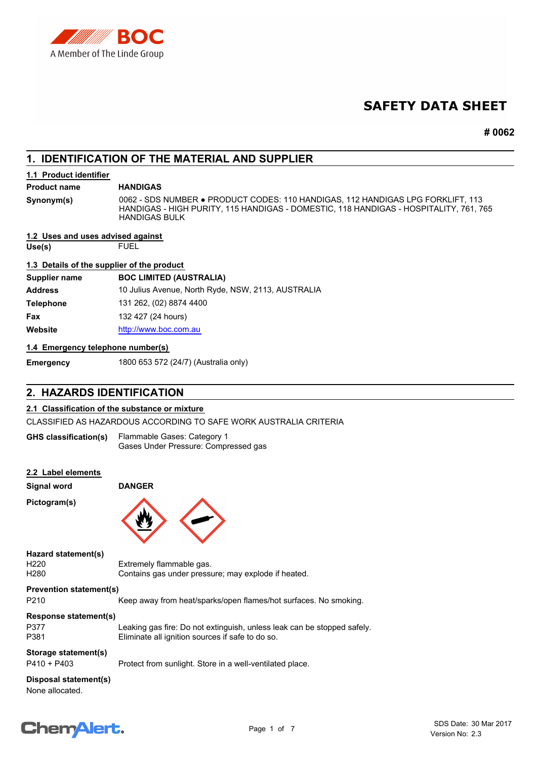# SAFETY DATA SHEET

**# 0062**

## 1. IDENTIFICATION OF THE MATERIAL AND SUPPLIER

### 1.1 Product identifier

| | |
|---|---|
| **Product name** | **HANDIGAS** |
| **Synonym(s)** | 0062 - SDS NUMBER ● PRODUCT CODES: 110 HANDIGAS, 112 HANDIGAS LPG FORKLIFT, 113 HANDIGAS - HIGH PURITY, 115 HANDIGAS - DOMESTIC, 118 HANDIGAS - HOSPITALITY, 761, 765 HANDIGAS BULK |

### 1.2 Uses and uses advised against

| | |
|---|---|
| **Use(s)** | FUEL |

### 1.3 Details of the supplier of the product

| | |
|---|---|
| **Supplier name** | **BOC LIMITED (AUSTRALIA)** |
| **Address** | 10 Julius Avenue, North Ryde, NSW, 2113, AUSTRALIA |
| **Telephone** | 131 262, (02) 8874 4400 |
| **Fax** | 132 427 (24 hours) |
| **Website** | http://www.boc.com.au |

### 1.4 Emergency telephone number(s)

| | |
|---|---|
| **Emergency** | 1800 653 572 (24/7) (Australia only) |

## 2. HAZARDS IDENTIFICATION

### 2.1 Classification of the substance or mixture

CLASSIFIED AS HAZARDOUS ACCORDING TO SAFE WORK AUSTRALIA CRITERIA

**GHS classification(s)**
Flammable Gases: Category 1
Gases Under Pressure: Compressed gas

### 2.2 Label elements

**Signal word** **DANGER**

**Pictogram(s)**

**Hazard statement(s)**

| | |
|---|---|
| H220 | Extremely flammable gas. |
| H280 | Contains gas under pressure; may explode if heated. |

**Prevention statement(s)**

| | |
|---|---|
| P210 | Keep away from heat/sparks/open flames/hot surfaces. No smoking. |

**Response statement(s)**

| | |
|---|---|
| P377 | Leaking gas fire: Do not extinguish, unless leak can be stopped safely. |
| P381 | Eliminate all ignition sources if safe to do so. |

**Storage statement(s)**

| | |
|---|---|
| P410 + P403 | Protect from sunlight. Store in a well-ventilated place. |

**Disposal statement(s)**

None allocated.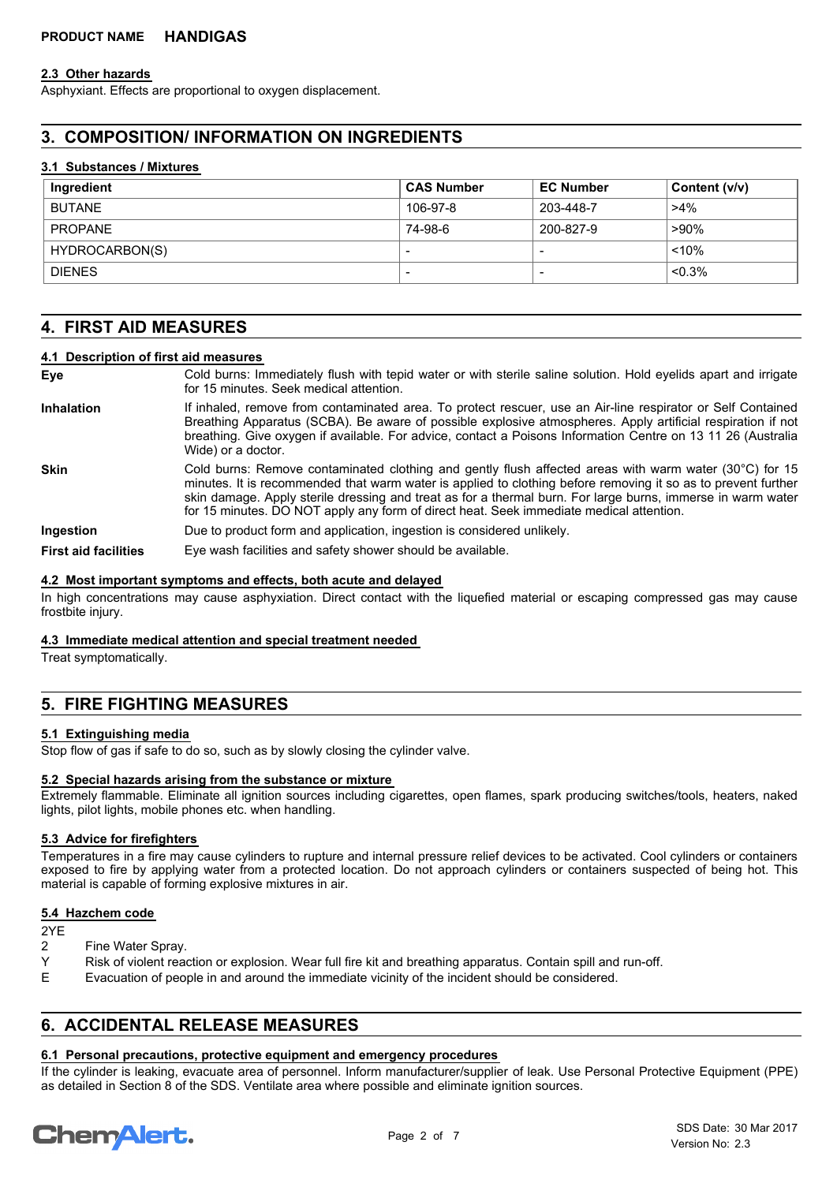#### 2.3 Other hazards

Asphyxiant. Effects are proportional to oxygen displacement.

## 3. COMPOSITION/ INFORMATION ON INGREDIENTS

#### 3.1 Substances / Mixtures

| Ingredient | CAS Number | EC Number | Content (v/v) |
|---|---|---|---|
| BUTANE | 106-97-8 | 203-448-7 | >4% |
| PROPANE | 74-98-6 | 200-827-9 | >90% |
| HYDROCARBON(S) | - | - | <10% |
| DIENES | - | - | <0.3% |

## 4. FIRST AID MEASURES

#### 4.1 Description of first aid measures

**Eye** Cold burns: Immediately flush with tepid water or with sterile saline solution. Hold eyelids apart and irrigate for 15 minutes. Seek medical attention.

**Inhalation** If inhaled, remove from contaminated area. To protect rescuer, use an Air-line respirator or Self Contained Breathing Apparatus (SCBA). Be aware of possible explosive atmospheres. Apply artificial respiration if not breathing. Give oxygen if available. For advice, contact a Poisons Information Centre on 13 11 26 (Australia Wide) or a doctor.

**Skin** Cold burns: Remove contaminated clothing and gently flush affected areas with warm water (30°C) for 15 minutes. It is recommended that warm water is applied to clothing before removing it so as to prevent further skin damage. Apply sterile dressing and treat as for a thermal burn. For large burns, immerse in warm water for 15 minutes. DO NOT apply any form of direct heat. Seek immediate medical attention.

**Ingestion** Due to product form and application, ingestion is considered unlikely.

**First aid facilities** Eye wash facilities and safety shower should be available.

#### 4.2 Most important symptoms and effects, both acute and delayed

In high concentrations may cause asphyxiation. Direct contact with the liquefied material or escaping compressed gas may cause frostbite injury.

#### 4.3 Immediate medical attention and special treatment needed

Treat symptomatically.

## 5. FIRE FIGHTING MEASURES

#### 5.1 Extinguishing media

Stop flow of gas if safe to do so, such as by slowly closing the cylinder valve.

#### 5.2 Special hazards arising from the substance or mixture

Extremely flammable. Eliminate all ignition sources including cigarettes, open flames, spark producing switches/tools, heaters, naked lights, pilot lights, mobile phones etc. when handling.

#### 5.3 Advice for firefighters

Temperatures in a fire may cause cylinders to rupture and internal pressure relief devices to be activated. Cool cylinders or containers exposed to fire by applying water from a protected location. Do not approach cylinders or containers suspected of being hot. This material is capable of forming explosive mixtures in air.

#### 5.4 Hazchem code

2YE

2 Fine Water Spray.

Y Risk of violent reaction or explosion. Wear full fire kit and breathing apparatus. Contain spill and run-off.

E Evacuation of people in and around the immediate vicinity of the incident should be considered.

## 6. ACCIDENTAL RELEASE MEASURES

#### 6.1 Personal precautions, protective equipment and emergency procedures

If the cylinder is leaking, evacuate area of personnel. Inform manufacturer/supplier of leak. Use Personal Protective Equipment (PPE) as detailed in Section 8 of the SDS. Ventilate area where possible and eliminate ignition sources.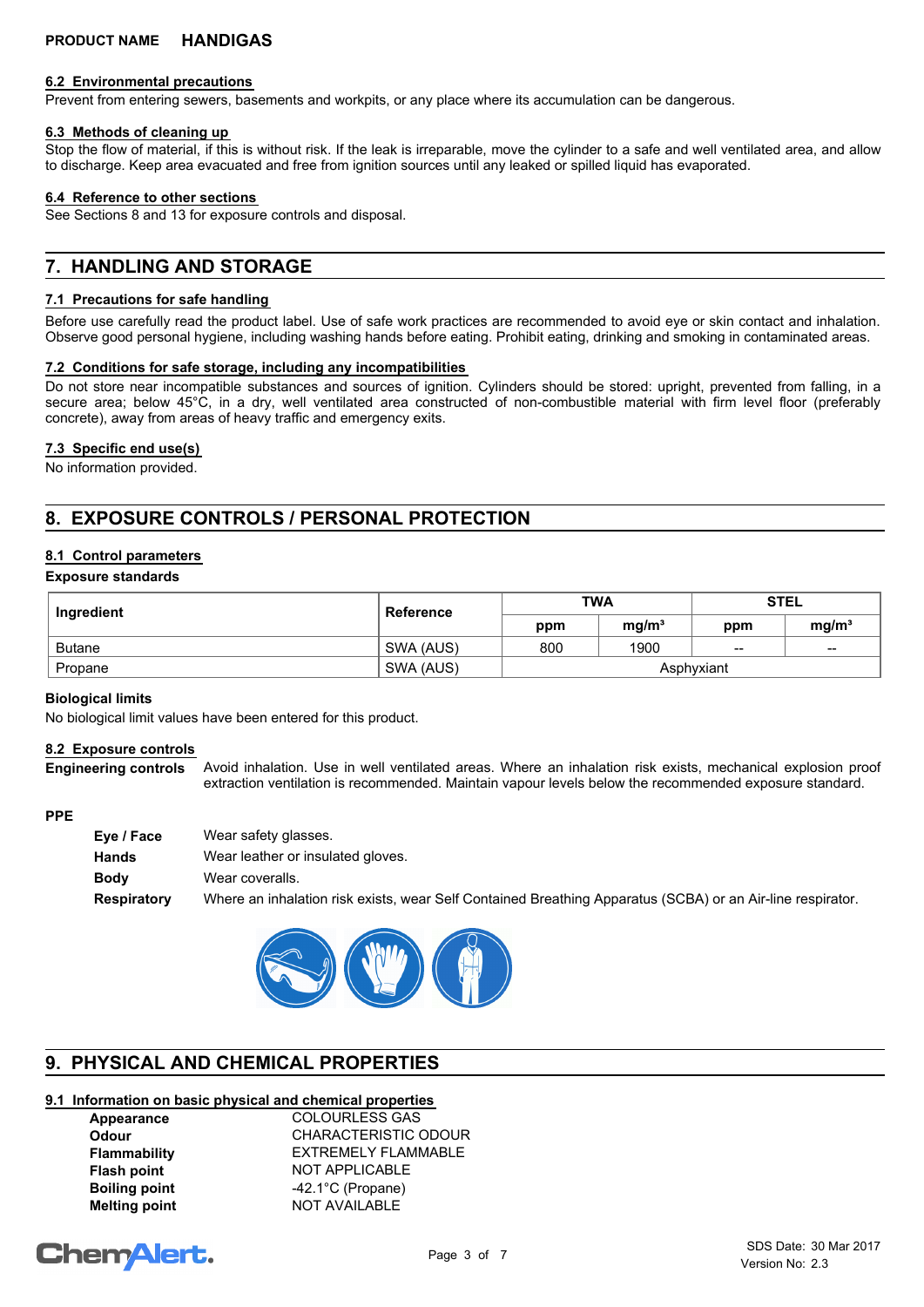**PRODUCT NAME HANDIGAS**

### 6.2 Environmental precautions

Prevent from entering sewers, basements and workpits, or any place where its accumulation can be dangerous.

### 6.3 Methods of cleaning up

Stop the flow of material, if this is without risk. If the leak is irreparable, move the cylinder to a safe and well ventilated area, and allow to discharge. Keep area evacuated and free from ignition sources until any leaked or spilled liquid has evaporated.

### 6.4 Reference to other sections

See Sections 8 and 13 for exposure controls and disposal.

## 7. HANDLING AND STORAGE

### 7.1 Precautions for safe handling

Before use carefully read the product label. Use of safe work practices are recommended to avoid eye or skin contact and inhalation. Observe good personal hygiene, including washing hands before eating. Prohibit eating, drinking and smoking in contaminated areas.

### 7.2 Conditions for safe storage, including any incompatibilities

Do not store near incompatible substances and sources of ignition. Cylinders should be stored: upright, prevented from falling, in a secure area; below 45°C, in a dry, well ventilated area constructed of non-combustible material with firm level floor (preferably concrete), away from areas of heavy traffic and emergency exits.

### 7.3 Specific end use(s)

No information provided.

## 8. EXPOSURE CONTROLS / PERSONAL PROTECTION

### 8.1 Control parameters

**Exposure standards**

| Ingredient | Reference | TWA | | STEL | |
|---|---|---|---|---|---|
| | | ppm | mg/m³ | ppm | mg/m³ |
| Butane | SWA (AUS) | 800 | 1900 | -- | -- |
| Propane | SWA (AUS) | Asphyxiant | | | |

**Biological limits**

No biological limit values have been entered for this product.

### 8.2 Exposure controls

**Engineering controls** Avoid inhalation. Use in well ventilated areas. Where an inhalation risk exists, mechanical explosion proof extraction ventilation is recommended. Maintain vapour levels below the recommended exposure standard.

**PPE**

- **Eye / Face** Wear safety glasses.
- **Hands** Wear leather or insulated gloves.
- **Body** Wear coveralls.
- **Respiratory** Where an inhalation risk exists, wear Self Contained Breathing Apparatus (SCBA) or an Air-line respirator.

## 9. PHYSICAL AND CHEMICAL PROPERTIES

### 9.1 Information on basic physical and chemical properties

| | |
|---|---|
| **Appearance** | COLOURLESS GAS |
| **Odour** | CHARACTERISTIC ODOUR |
| **Flammability** | EXTREMELY FLAMMABLE |
| **Flash point** | NOT APPLICABLE |
| **Boiling point** | -42.1°C (Propane) |
| **Melting point** | NOT AVAILABLE |

SDS Date: 30 Mar 2017
Version No: 2.3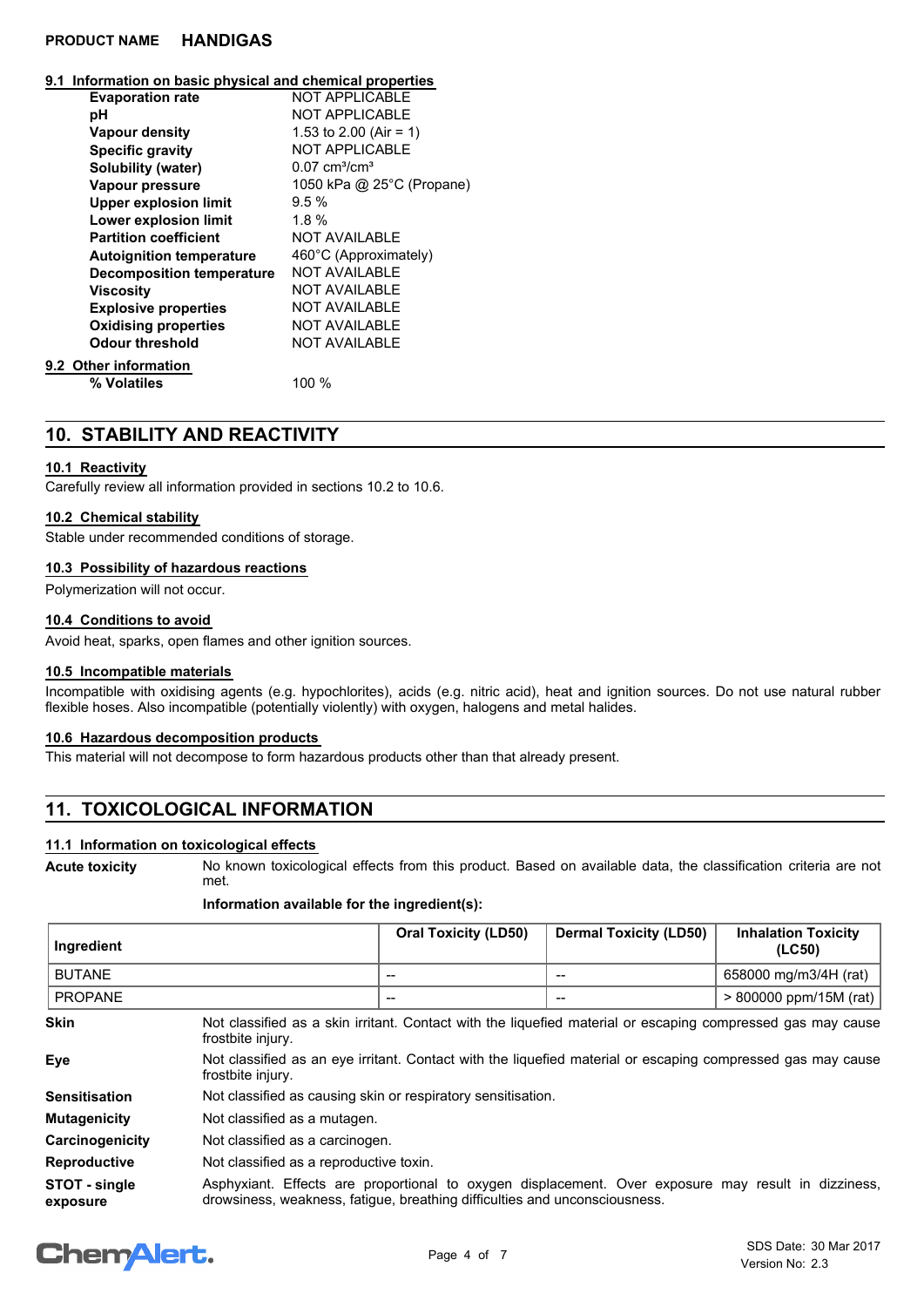### 9.1 Information on basic physical and chemical properties

| | |
|---|---|
| **Evaporation rate** | NOT APPLICABLE |
| **pH** | NOT APPLICABLE |
| **Vapour density** | 1.53 to 2.00 (Air = 1) |
| **Specific gravity** | NOT APPLICABLE |
| **Solubility (water)** | 0.07 $cm^3/cm^3$ |
| **Vapour pressure** | 1050 kPa @ 25°C (Propane) |
| **Upper explosion limit** | 9.5 % |
| **Lower explosion limit** | 1.8 % |
| **Partition coefficient** | NOT AVAILABLE |
| **Autoignition temperature** | 460°C (Approximately) |
| **Decomposition temperature** | NOT AVAILABLE |
| **Viscosity** | NOT AVAILABLE |
| **Explosive properties** | NOT AVAILABLE |
| **Oxidising properties** | NOT AVAILABLE |
| **Odour threshold** | NOT AVAILABLE |

### 9.2 Other information

| | |
|---|---|
| **% Volatiles** | 100 % |

## 10. STABILITY AND REACTIVITY

### 10.1 Reactivity

Carefully review all information provided in sections 10.2 to 10.6.

### 10.2 Chemical stability

Stable under recommended conditions of storage.

### 10.3 Possibility of hazardous reactions

Polymerization will not occur.

### 10.4 Conditions to avoid

Avoid heat, sparks, open flames and other ignition sources.

### 10.5 Incompatible materials

Incompatible with oxidising agents (e.g. hypochlorites), acids (e.g. nitric acid), heat and ignition sources. Do not use natural rubber flexible hoses. Also incompatible (potentially violently) with oxygen, halogens and metal halides.

### 10.6 Hazardous decomposition products

This material will not decompose to form hazardous products other than that already present.

## 11. TOXICOLOGICAL INFORMATION

### 11.1 Information on toxicological effects

**Acute toxicity** No known toxicological effects from this product. Based on available data, the classification criteria are not met.

**Information available for the ingredient(s):**

| Ingredient | Oral Toxicity (LD50) | Dermal Toxicity (LD50) | Inhalation Toxicity (LC50) |
|---|---|---|---|
| BUTANE | -- | -- | 658000 mg/m3/4H (rat) |
| PROPANE | -- | -- | > 800000 ppm/15M (rat) |

**Skin** Not classified as a skin irritant. Contact with the liquefied material or escaping compressed gas may cause frostbite injury.

**Eye** Not classified as an eye irritant. Contact with the liquefied material or escaping compressed gas may cause frostbite injury.

**Sensitisation** Not classified as causing skin or respiratory sensitisation.

**Mutagenicity** Not classified as a mutagen.

**Carcinogenicity** Not classified as a carcinogen.

**Reproductive** Not classified as a reproductive toxin.

**STOT - single exposure** Asphyxiant. Effects are proportional to oxygen displacement. Over exposure may result in dizziness, drowsiness, weakness, fatigue, breathing difficulties and unconsciousness.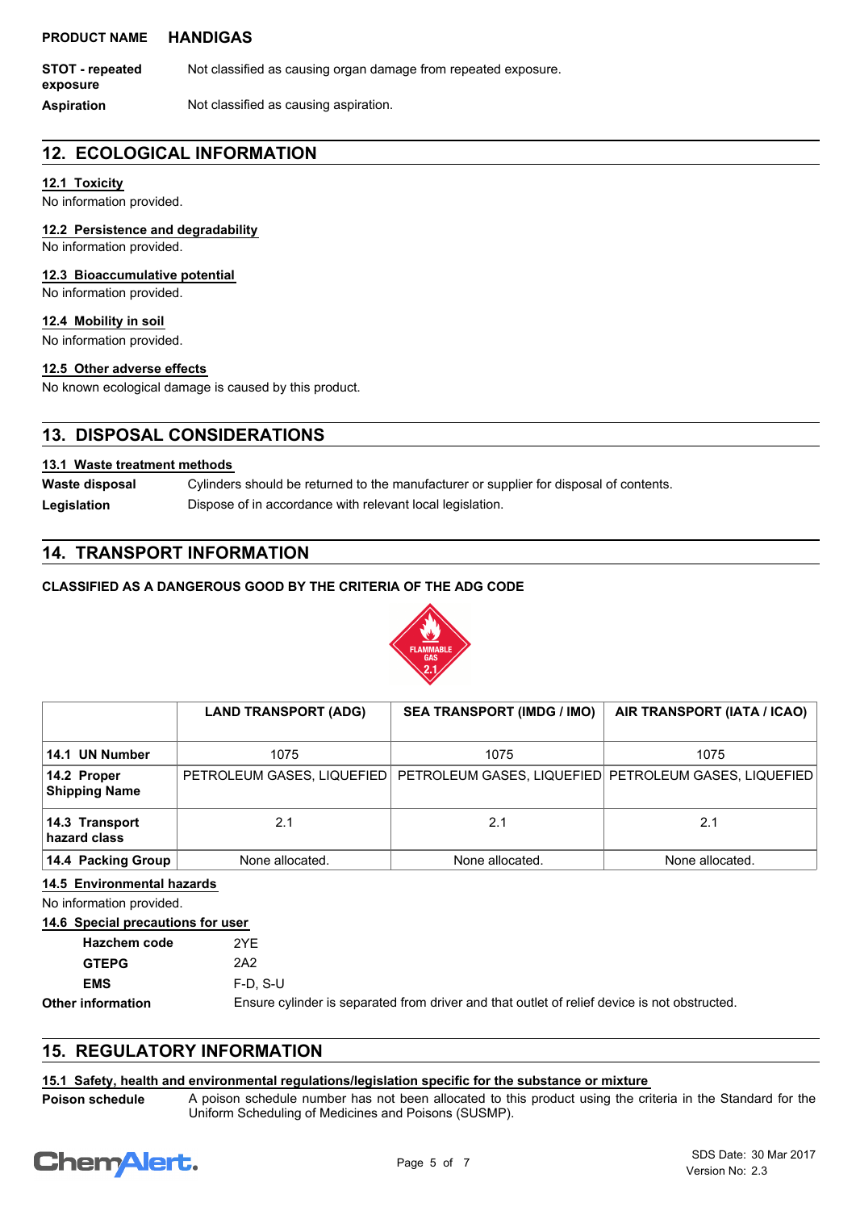**PRODUCT NAME** **HANDIGAS**

**STOT - repeated exposure** Not classified as causing organ damage from repeated exposure.

**Aspiration** Not classified as causing aspiration.

## 12. ECOLOGICAL INFORMATION

### 12.1 Toxicity

No information provided.

### 12.2 Persistence and degradability

No information provided.

### 12.3 Bioaccumulative potential

No information provided.

### 12.4 Mobility in soil

No information provided.

### 12.5 Other adverse effects

No known ecological damage is caused by this product.

## 13. DISPOSAL CONSIDERATIONS

### 13.1 Waste treatment methods

**Waste disposal** Cylinders should be returned to the manufacturer or supplier for disposal of contents.

**Legislation** Dispose of in accordance with relevant local legislation.

## 14. TRANSPORT INFORMATION

**CLASSIFIED AS A DANGEROUS GOOD BY THE CRITERIA OF THE ADG CODE**

FLAMMABLE GAS 2.1

| | LAND TRANSPORT (ADG) | SEA TRANSPORT (IMDG / IMO) | AIR TRANSPORT (IATA / ICAO) |
|---|---|---|---|
| **14.1 UN Number** | 1075 | 1075 | 1075 |
| **14.2 Proper Shipping Name** | PETROLEUM GASES, LIQUEFIED | PETROLEUM GASES, LIQUEFIED | PETROLEUM GASES, LIQUEFIED |
| **14.3 Transport hazard class** | 2.1 | 2.1 | 2.1 |
| **14.4 Packing Group** | None allocated. | None allocated. | None allocated. |

### 14.5 Environmental hazards

No information provided.

### 14.6 Special precautions for user

**Hazchem code** 2YE

**GTEPG** 2A2

**EMS** F-D, S-U

**Other information** Ensure cylinder is separated from driver and that outlet of relief device is not obstructed.

## 15. REGULATORY INFORMATION

### 15.1 Safety, health and environmental regulations/legislation specific for the substance or mixture

**Poison schedule** A poison schedule number has not been allocated to this product using the criteria in the Standard for the Uniform Scheduling of Medicines and Poisons (SUSMP).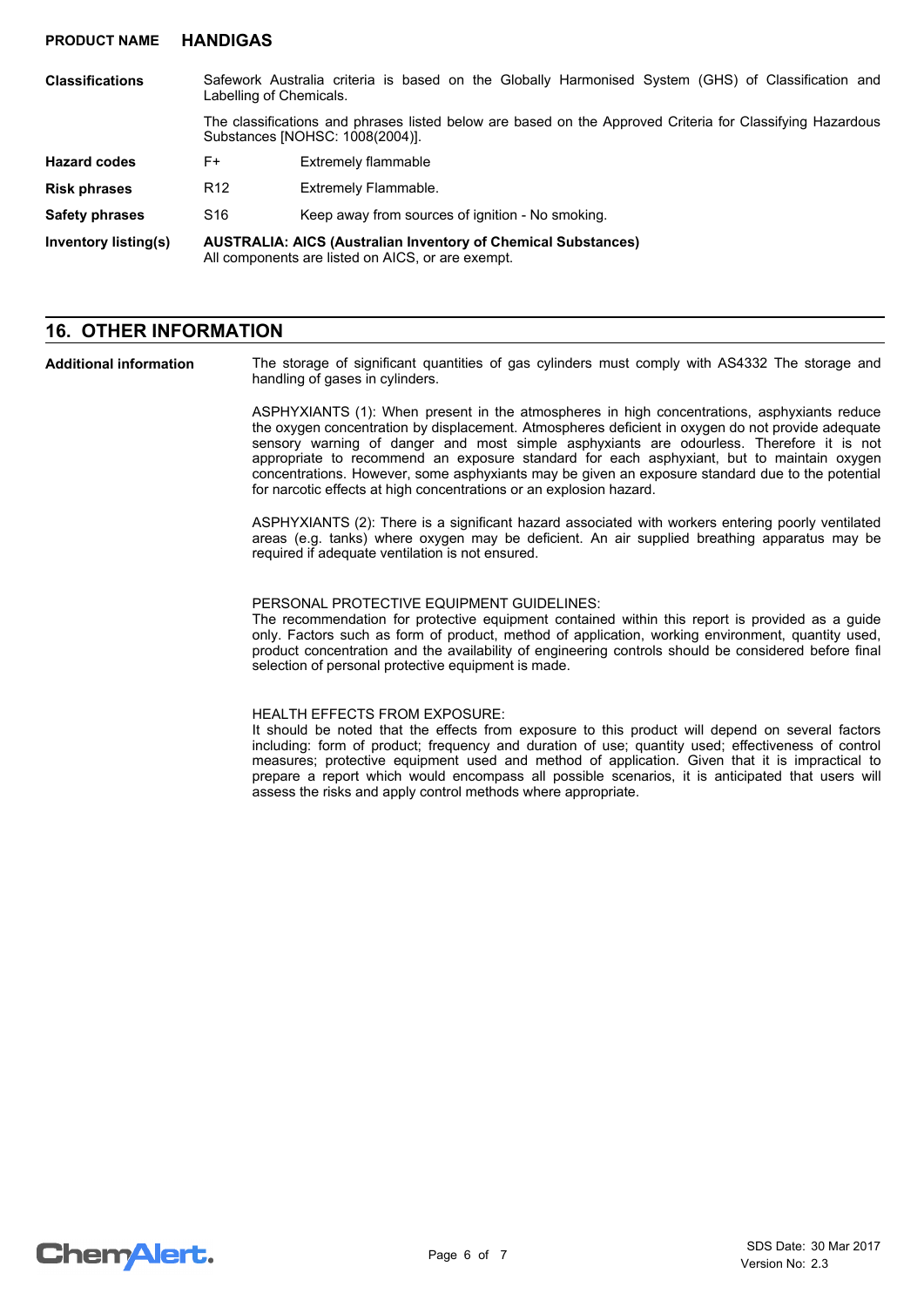| | | |
|---|---|---|
| **Classifications** | Safework Australia criteria is based on the Globally Harmonised System (GHS) of Classification and Labelling of Chemicals. | |
| | The classifications and phrases listed below are based on the Approved Criteria for Classifying Hazardous Substances [NOHSC: 1008(2004)]. | |
| **Hazard codes** | F+ | Extremely flammable |
| **Risk phrases** | R12 | Extremely Flammable. |
| **Safety phrases** | S16 | Keep away from sources of ignition - No smoking. |
| **Inventory listing(s)** | **AUSTRALIA: AICS (Australian Inventory of Chemical Substances)** All components are listed on AICS, or are exempt. | |

## 16. OTHER INFORMATION

**Additional information**

The storage of significant quantities of gas cylinders must comply with AS4332 The storage and handling of gases in cylinders.

ASPHYXIANTS (1): When present in the atmospheres in high concentrations, asphyxiants reduce the oxygen concentration by displacement. Atmospheres deficient in oxygen do not provide adequate sensory warning of danger and most simple asphyxiants are odourless. Therefore it is not appropriate to recommend an exposure standard for each asphyxiant, but to maintain oxygen concentrations. However, some asphyxiants may be given an exposure standard due to the potential for narcotic effects at high concentrations or an explosion hazard.

ASPHYXIANTS (2): There is a significant hazard associated with workers entering poorly ventilated areas (e.g. tanks) where oxygen may be deficient. An air supplied breathing apparatus may be required if adequate ventilation is not ensured.

PERSONAL PROTECTIVE EQUIPMENT GUIDELINES:
The recommendation for protective equipment contained within this report is provided as a guide only. Factors such as form of product, method of application, working environment, quantity used, product concentration and the availability of engineering controls should be considered before final selection of personal protective equipment is made.

HEALTH EFFECTS FROM EXPOSURE:
It should be noted that the effects from exposure to this product will depend on several factors including: form of product; frequency and duration of use; quantity used; effectiveness of control measures; protective equipment used and method of application. Given that it is impractical to prepare a report which would encompass all possible scenarios, it is anticipated that users will assess the risks and apply control methods where appropriate.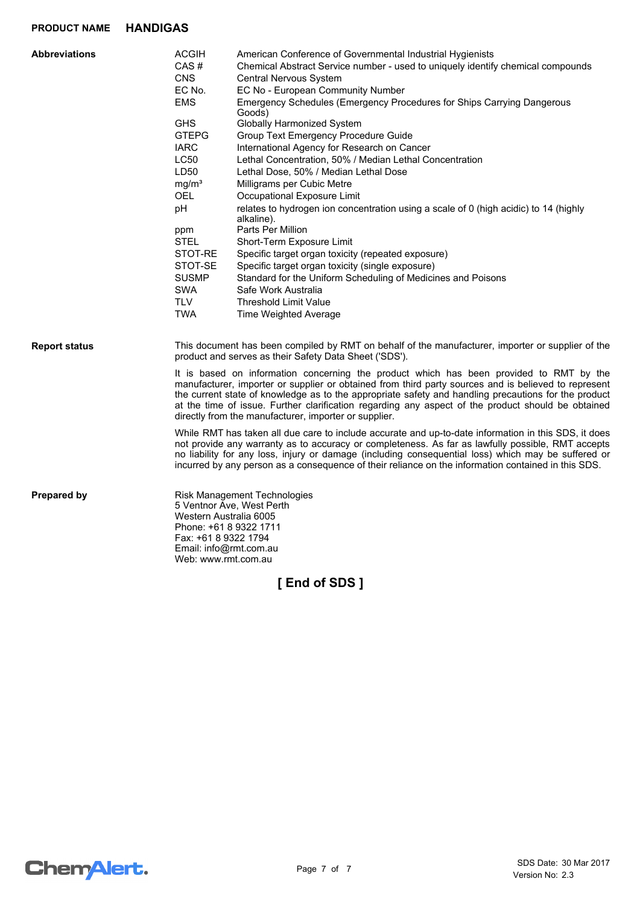**PRODUCT NAME** **HANDIGAS**

**Abbreviations**

| | |
|---|---|
| ACGIH | American Conference of Governmental Industrial Hygienists |
| CAS # | Chemical Abstract Service number - used to uniquely identify chemical compounds |
| CNS | Central Nervous System |
| EC No. | EC No - European Community Number |
| EMS | Emergency Schedules (Emergency Procedures for Ships Carrying Dangerous Goods) |
| GHS | Globally Harmonized System |
| GTEPG | Group Text Emergency Procedure Guide |
| IARC | International Agency for Research on Cancer |
| LC50 | Lethal Concentration, 50% / Median Lethal Concentration |
| LD50 | Lethal Dose, 50% / Median Lethal Dose |
| $mg/m^3$ | Milligrams per Cubic Metre |
| OEL | Occupational Exposure Limit |
| pH | relates to hydrogen ion concentration using a scale of 0 (high acidic) to 14 (highly alkaline). |
| ppm | Parts Per Million |
| STEL | Short-Term Exposure Limit |
| STOT-RE | Specific target organ toxicity (repeated exposure) |
| STOT-SE | Specific target organ toxicity (single exposure) |
| SUSMP | Standard for the Uniform Scheduling of Medicines and Poisons |
| SWA | Safe Work Australia |
| TLV | Threshold Limit Value |
| TWA | Time Weighted Average |

**Report status**

This document has been compiled by RMT on behalf of the manufacturer, importer or supplier of the product and serves as their Safety Data Sheet ('SDS').

It is based on information concerning the product which has been provided to RMT by the manufacturer, importer or supplier or obtained from third party sources and is believed to represent the current state of knowledge as to the appropriate safety and handling precautions for the product at the time of issue. Further clarification regarding any aspect of the product should be obtained directly from the manufacturer, importer or supplier.

While RMT has taken all due care to include accurate and up-to-date information in this SDS, it does not provide any warranty as to accuracy or completeness. As far as lawfully possible, RMT accepts no liability for any loss, injury or damage (including consequential loss) which may be suffered or incurred by any person as a consequence of their reliance on the information contained in this SDS.

**Prepared by**

Risk Management Technologies
5 Ventnor Ave, West Perth
Western Australia 6005
Phone: +61 8 9322 1711
Fax: +61 8 9322 1794
Email: info@rmt.com.au
Web: www.rmt.com.au

**[ End of SDS ]**

SDS Date: 30 Mar 2017
Version No: 2.3